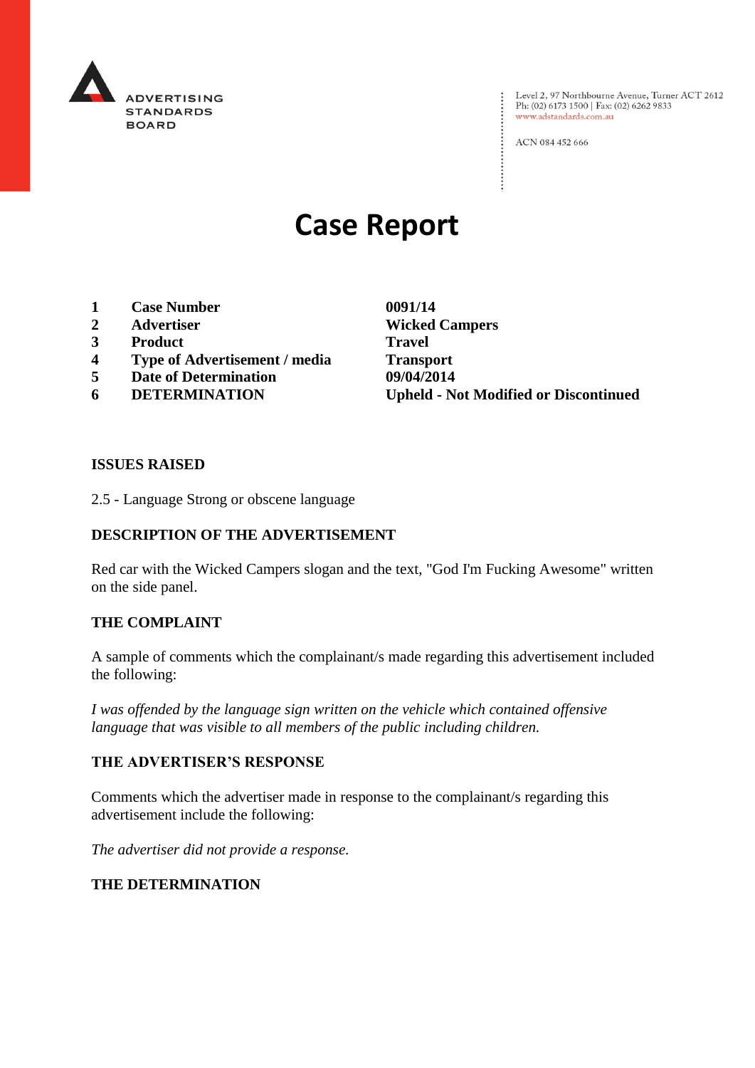ADVERTISING STANDARDS BOARD

Level 2, 97 Northbourne Avenue, Turner ACT 2612
Ph: (02) 6173 1500 | Fax: (02) 6262 9833
www.adstandards.com.au

ACN 084 452 666

# Case Report

| | | |
|---|---|---|
| **1** | **Case Number** | **0091/14** |
| **2** | **Advertiser** | **Wicked Campers** |
| **3** | **Product** | **Travel** |
| **4** | **Type of Advertisement / media** | **Transport** |
| **5** | **Date of Determination** | **09/04/2014** |
| **6** | **DETERMINATION** | **Upheld - Not Modified or Discontinued** |

## ISSUES RAISED

2.5 - Language Strong or obscene language

## DESCRIPTION OF THE ADVERTISEMENT

Red car with the Wicked Campers slogan and the text, "God I'm Fucking Awesome" written on the side panel.

## THE COMPLAINT

A sample of comments which the complainant/s made regarding this advertisement included the following:

*I was offended by the language sign written on the vehicle which contained offensive language that was visible to all members of the public including children.*

## THE ADVERTISER'S RESPONSE

Comments which the advertiser made in response to the complainant/s regarding this advertisement include the following:

*The advertiser did not provide a response.*

## THE DETERMINATION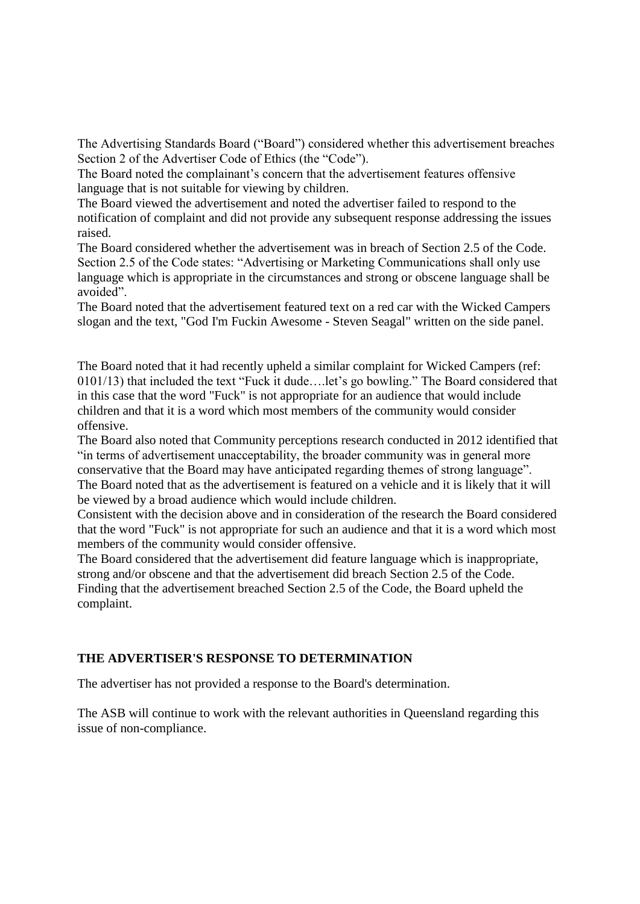The Advertising Standards Board ("Board") considered whether this advertisement breaches Section 2 of the Advertiser Code of Ethics (the "Code").

The Board noted the complainant's concern that the advertisement features offensive language that is not suitable for viewing by children.

The Board viewed the advertisement and noted the advertiser failed to respond to the notification of complaint and did not provide any subsequent response addressing the issues raised.

The Board considered whether the advertisement was in breach of Section 2.5 of the Code. Section 2.5 of the Code states: "Advertising or Marketing Communications shall only use language which is appropriate in the circumstances and strong or obscene language shall be avoided".

The Board noted that the advertisement featured text on a red car with the Wicked Campers slogan and the text, "God I'm Fuckin Awesome - Steven Seagal" written on the side panel.

The Board noted that it had recently upheld a similar complaint for Wicked Campers (ref: 0101/13) that included the text "Fuck it dude….let's go bowling." The Board considered that in this case that the word "Fuck" is not appropriate for an audience that would include children and that it is a word which most members of the community would consider offensive.

The Board also noted that Community perceptions research conducted in 2012 identified that "in terms of advertisement unacceptability, the broader community was in general more conservative that the Board may have anticipated regarding themes of strong language".

The Board noted that as the advertisement is featured on a vehicle and it is likely that it will be viewed by a broad audience which would include children.

Consistent with the decision above and in consideration of the research the Board considered that the word "Fuck" is not appropriate for such an audience and that it is a word which most members of the community would consider offensive.

The Board considered that the advertisement did feature language which is inappropriate, strong and/or obscene and that the advertisement did breach Section 2.5 of the Code.

Finding that the advertisement breached Section 2.5 of the Code, the Board upheld the complaint.

**THE ADVERTISER'S RESPONSE TO DETERMINATION**

The advertiser has not provided a response to the Board's determination.

The ASB will continue to work with the relevant authorities in Queensland regarding this issue of non-compliance.